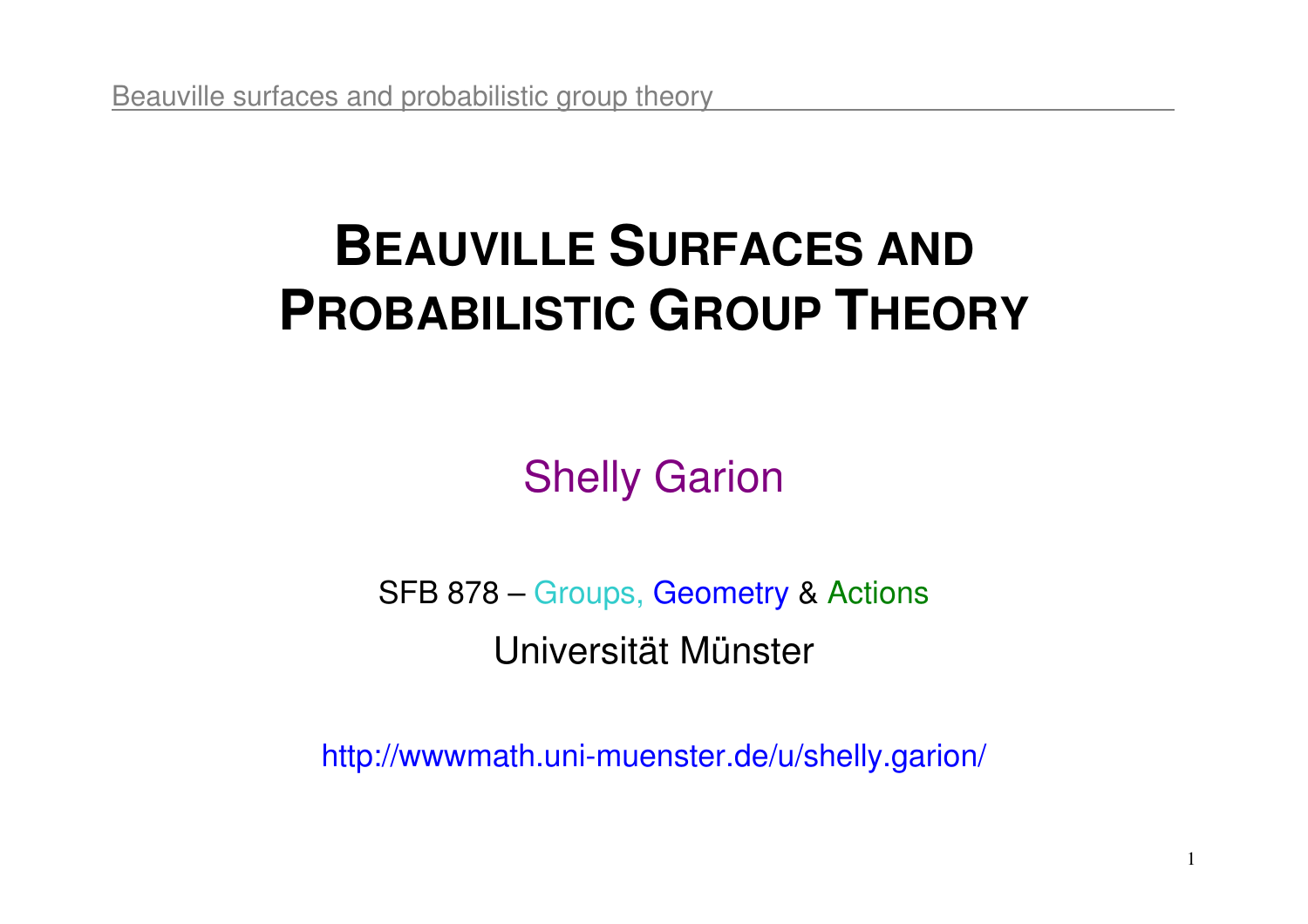# BEAUVILLE SURFACES AND PROBABILISTIC GROUP THEORY

Shelly Garion

SFB 878 – Groups, Geometry & Actions

Universität Münster

http://wwwmath.uni-muenster.de/u/shelly.garion/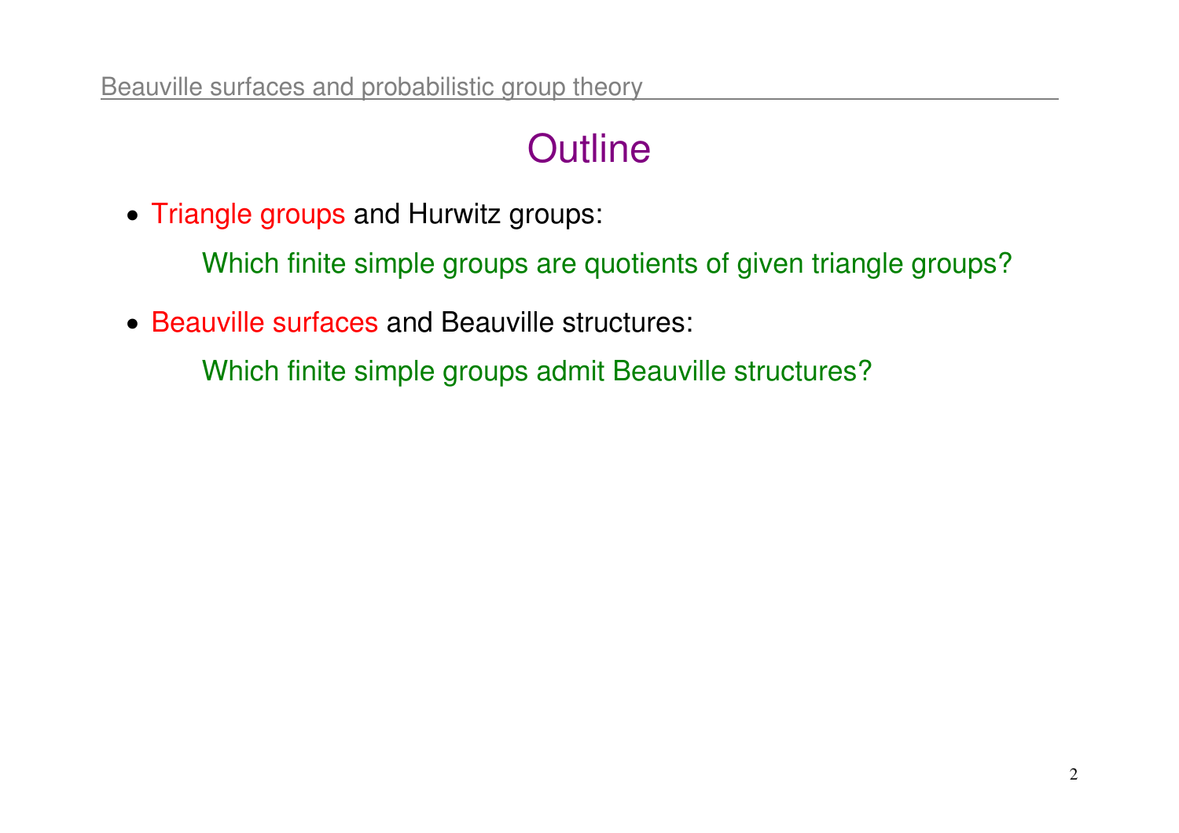# Outline

- Triangle groups and Hurwitz groups:

  Which finite simple groups are quotients of given triangle groups?

- Beauville surfaces and Beauville structures:

  Which finite simple groups admit Beauville structures?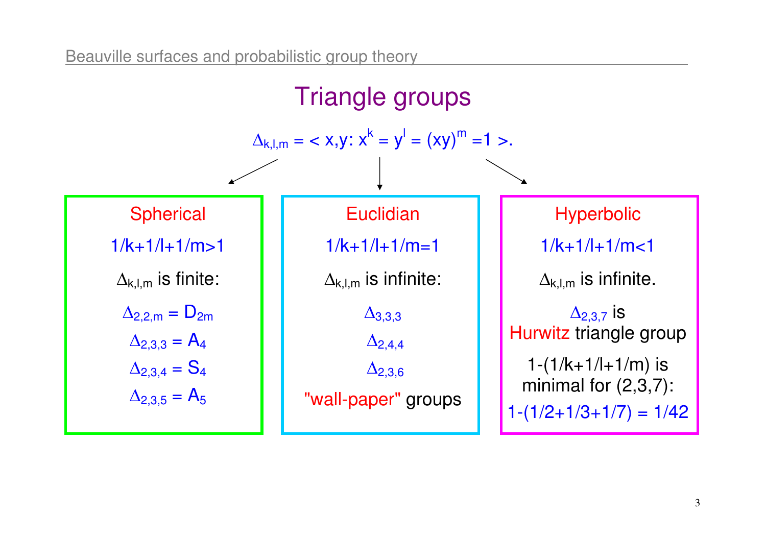# Triangle groups

$$\Delta_{k,l,m} = \langle\, x,y\colon x^k = y^l = (xy)^m = 1 \,\rangle.$$

## Spherical

$1/k+1/l+1/m>1$

$\Delta_{k,l,m}$ is finite:

$\Delta_{2,2,m} = D_{2m}$

$\Delta_{2,3,3} = A_4$

$\Delta_{2,3,4} = S_4$

$\Delta_{2,3,5} = A_5$

## Euclidian

$1/k+1/l+1/m=1$

$\Delta_{k,l,m}$ is infinite:

$\Delta_{3,3,3}$

$\Delta_{2,4,4}$

$\Delta_{2,3,6}$

"wall-paper" groups

## Hyperbolic

$1/k+1/l+1/m<1$

$\Delta_{k,l,m}$ is infinite.

$\Delta_{2,3,7}$ is Hurwitz triangle group

$1-(1/k+1/l+1/m)$ is minimal for $(2,3,7)$:

$1-(1/2+1/3+1/7) = 1/42$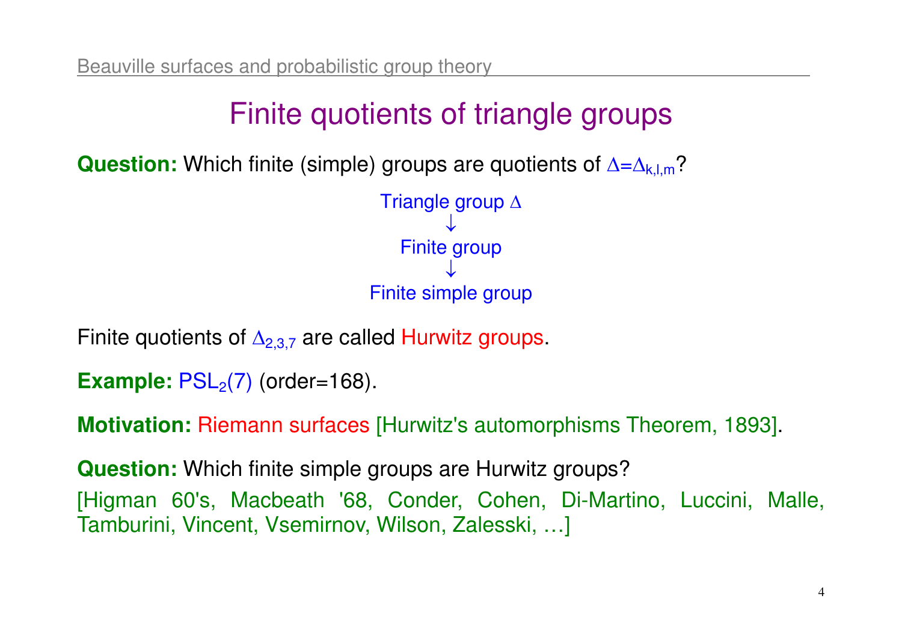# Finite quotients of triangle groups

**Question:** Which finite (simple) groups are quotients of $\Delta = \Delta_{k,l,m}$?

Triangle group $\Delta$

$\downarrow$

Finite group

$\downarrow$

Finite simple group

Finite quotients of $\Delta_{2,3,7}$ are called Hurwitz groups.

**Example:** $PSL_2(7)$ (order=168).

**Motivation:** Riemann surfaces [Hurwitz's automorphisms Theorem, 1893].

**Question:** Which finite simple groups are Hurwitz groups?

[Higman 60's, Macbeath '68, Conder, Cohen, Di-Martino, Luccini, Malle, Tamburini, Vincent, Vsemirnov, Wilson, Zalesski, …]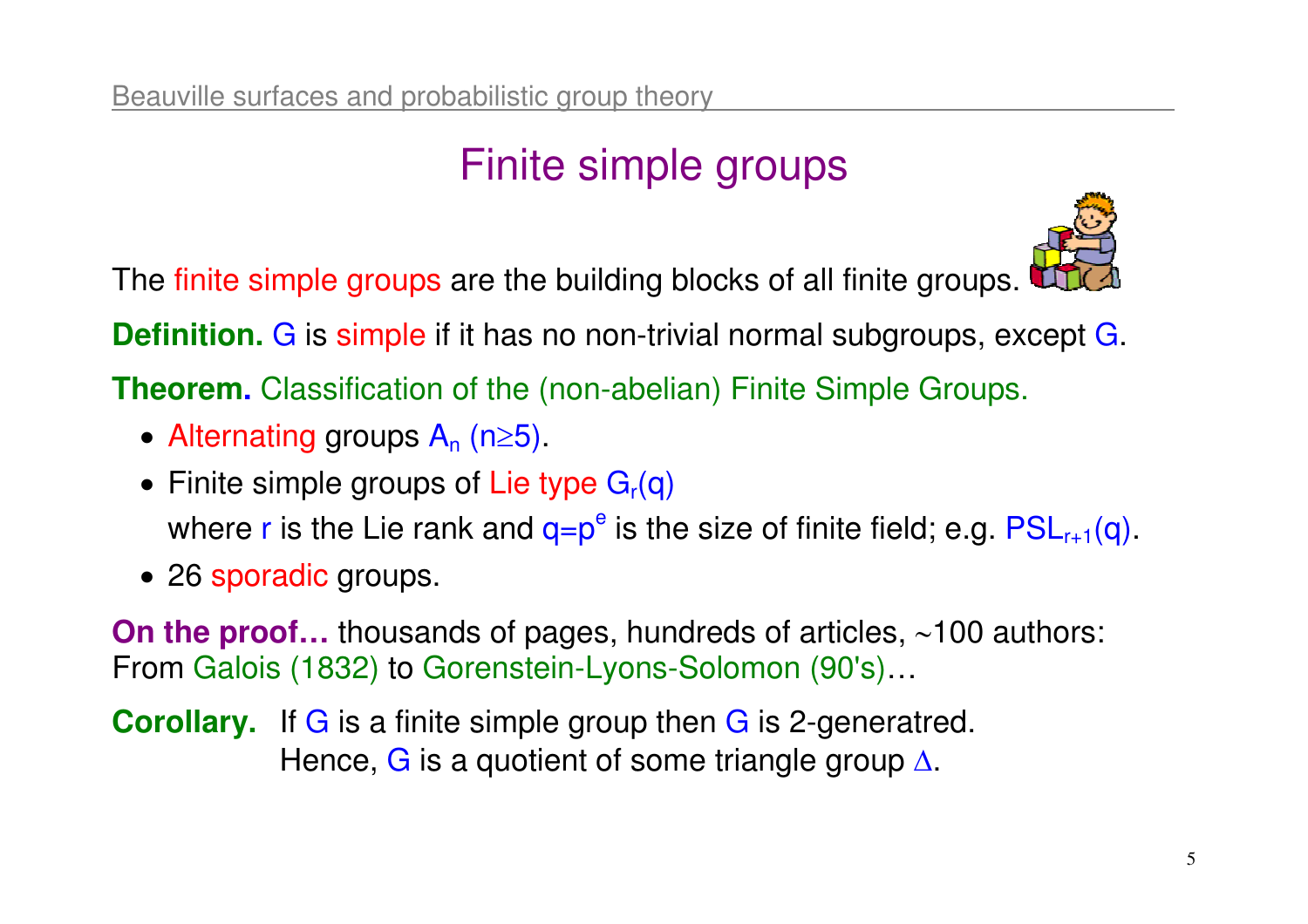# Finite simple groups

The finite simple groups are the building blocks of all finite groups.

**Definition.** $G$ is simple if it has no non-trivial normal subgroups, except $G$.

**Theorem.** Classification of the (non-abelian) Finite Simple Groups.

- Alternating groups $A_n$ ($n \geq 5$).
- Finite simple groups of Lie type $G_r(q)$
  where $r$ is the Lie rank and $q=p^e$ is the size of finite field; e.g. $PSL_{r+1}(q)$.
- 26 sporadic groups.

**On the proof…** thousands of pages, hundreds of articles, ~100 authors:
From Galois (1832) to Gorenstein-Lyons-Solomon (90's)…

**Corollary.** If $G$ is a finite simple group then $G$ is 2-generatred.
Hence, $G$ is a quotient of some triangle group $\Delta$.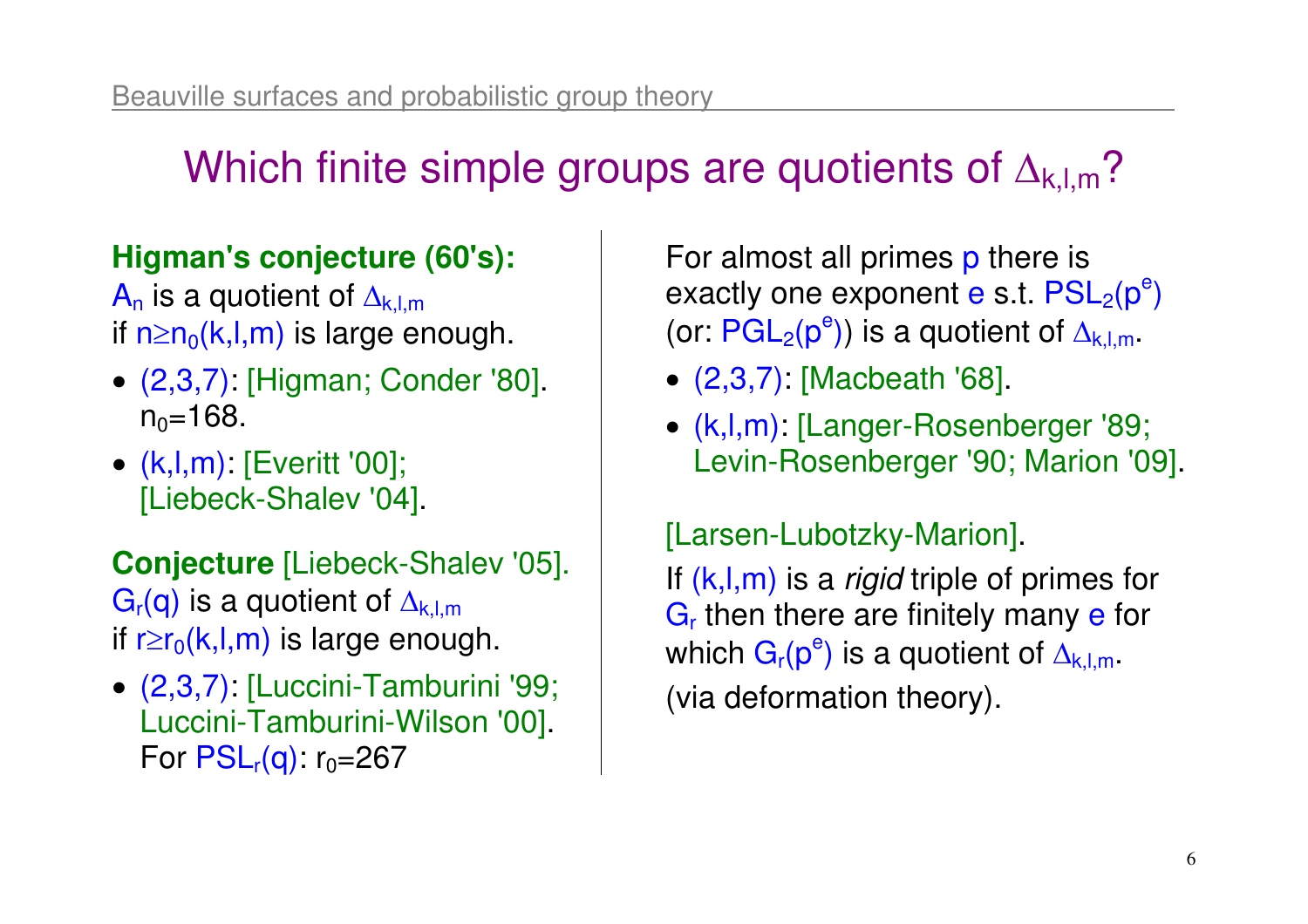# Which finite simple groups are quotients of $\Delta_{k,l,m}$?

**Higman's conjecture (60's):**
$A_n$ is a quotient of $\Delta_{k,l,m}$ if $n \geq n_0(k,l,m)$ is large enough.

- (2,3,7): [Higman; Conder '80]. $n_0=168$.
- (k,l,m): [Everitt '00]; [Liebeck-Shalev '04].

**Conjecture** [Liebeck-Shalev '05].
$G_r(q)$ is a quotient of $\Delta_{k,l,m}$ if $r \geq r_0(k,l,m)$ is large enough.

- (2,3,7): [Luccini-Tamburini '99; Luccini-Tamburini-Wilson '00]. For $PSL_r(q)$: $r_0=267$

For almost all primes $p$ there is exactly one exponent $e$ s.t. $PSL_2(p^e)$ (or: $PGL_2(p^e)$) is a quotient of $\Delta_{k,l,m}$.

- (2,3,7): [Macbeath '68].
- (k,l,m): [Langer-Rosenberger '89; Levin-Rosenberger '90; Marion '09].

[Larsen-Lubotzky-Marion].
If (k,l,m) is a *rigid* triple of primes for $G_r$ then there are finitely many $e$ for which $G_r(p^e)$ is a quotient of $\Delta_{k,l,m}$.
(via deformation theory).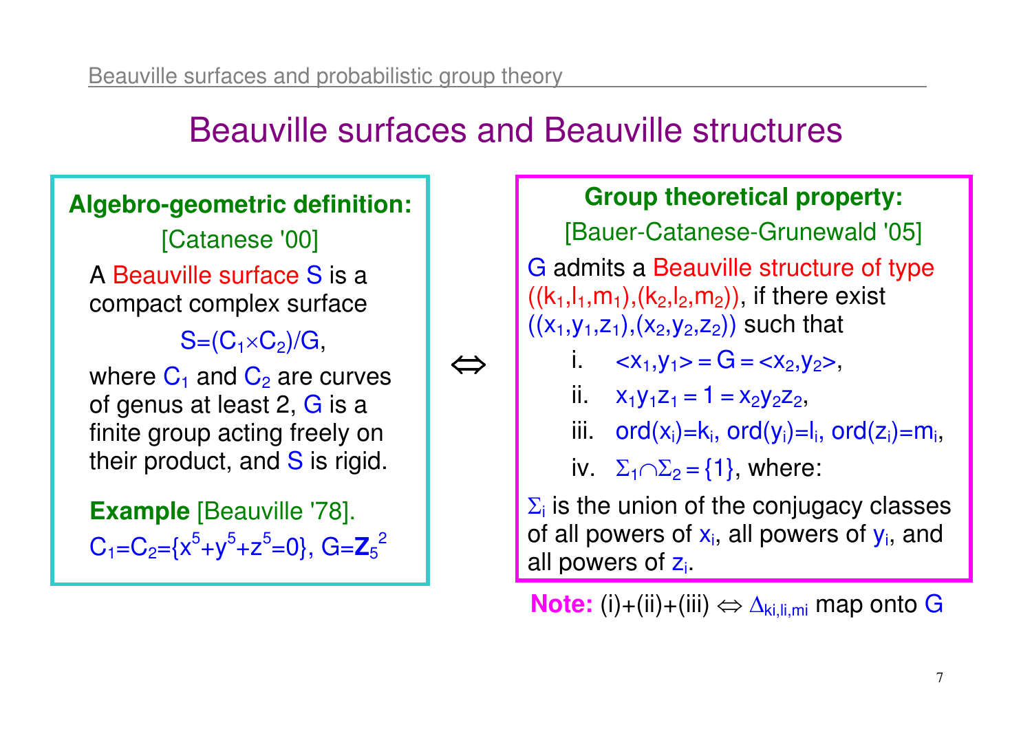# Beauville surfaces and Beauville structures

**Algebro-geometric definition:**

[Catanese '00]

A Beauville surface $S$ is a compact complex surface

$$S=(C_1 \times C_2)/G,$$

where $C_1$ and $C_2$ are curves of genus at least 2, $G$ is a finite group acting freely on their product, and $S$ is rigid.

**Example** [Beauville '78].
$C_1=C_2=\{x^5+y^5+z^5=0\}$, $G=\mathbf{Z}_5^2$

$\Leftrightarrow$

**Group theoretical property:**

[Bauer-Catanese-Grunewald '05]

$G$ admits a Beauville structure of type $((k_1,l_1,m_1),(k_2,l_2,m_2))$, if there exist $((x_1,y_1,z_1),(x_2,y_2,z_2))$ such that

i. $\langle x_1,y_1\rangle = G = \langle x_2,y_2\rangle$,

ii. $x_1y_1z_1 = 1 = x_2y_2z_2$,

iii. $\mathrm{ord}(x_i)=k_i$, $\mathrm{ord}(y_i)=l_i$, $\mathrm{ord}(z_i)=m_i$,

iv. $\Sigma_1 \cap \Sigma_2 = \{1\}$, where:

$\Sigma_i$ is the union of the conjugacy classes of all powers of $x_i$, all powers of $y_i$, and all powers of $z_i$.

**Note:** (i)+(ii)+(iii) $\Leftrightarrow$ $\Delta_{k_i,l_i,m_i}$ map onto $G$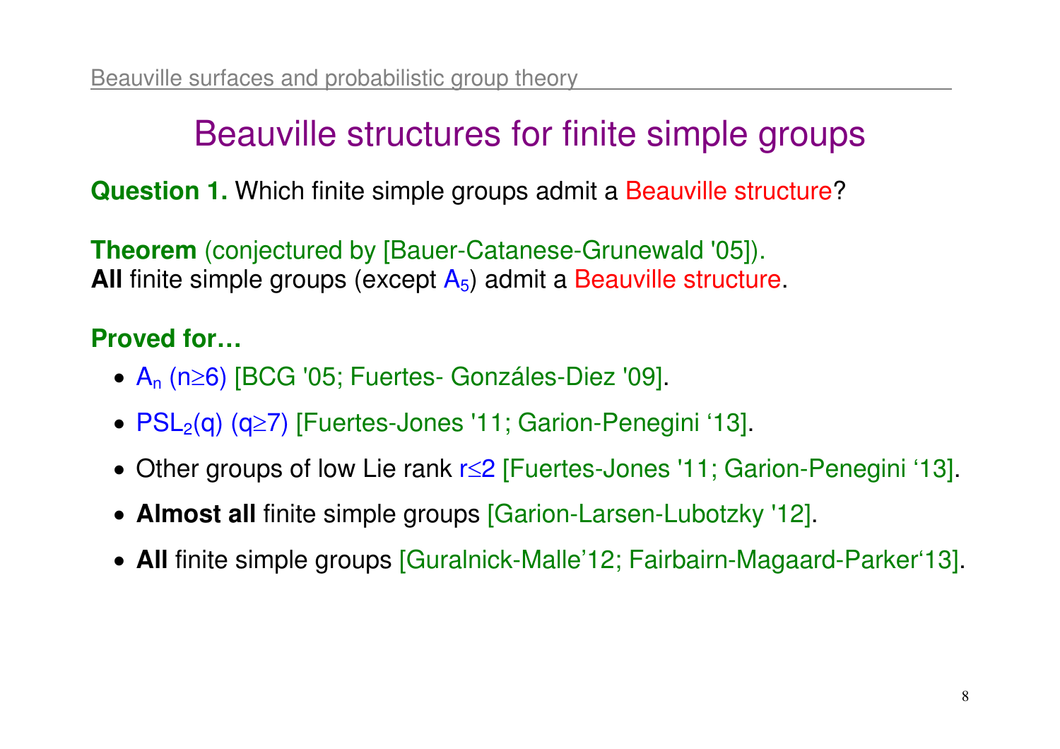# Beauville structures for finite simple groups

**Question 1.** Which finite simple groups admit a Beauville structure?

**Theorem** (conjectured by [Bauer-Catanese-Grunewald '05]).
**All** finite simple groups (except $A_5$) admit a Beauville structure.

**Proved for…**

- $A_n$ ($n \geq 6$) [BCG '05; Fuertes- Gonzáles-Diez '09].
- $PSL_2(q)$ ($q \geq 7$) [Fuertes-Jones '11; Garion-Penegini '13].
- Other groups of low Lie rank $r \leq 2$ [Fuertes-Jones '11; Garion-Penegini '13].
- **Almost all** finite simple groups [Garion-Larsen-Lubotzky '12].
- **All** finite simple groups [Guralnick-Malle'12; Fairbairn-Magaard-Parker'13].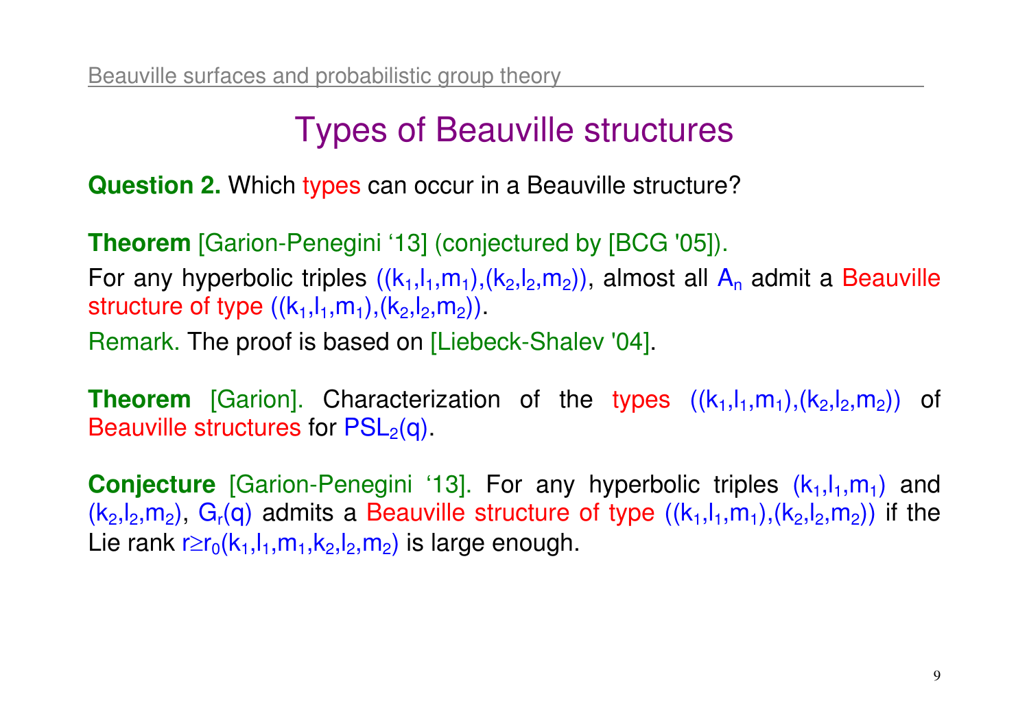# Types of Beauville structures

**Question 2.** Which types can occur in a Beauville structure?

**Theorem** [Garion-Penegini '13] (conjectured by [BCG '05]).

For any hyperbolic triples $((k_1,l_1,m_1),(k_2,l_2,m_2))$, almost all $A_n$ admit a Beauville structure of type $((k_1,l_1,m_1),(k_2,l_2,m_2))$.

Remark. The proof is based on [Liebeck-Shalev '04].

**Theorem** [Garion]. Characterization of the types $((k_1,l_1,m_1),(k_2,l_2,m_2))$ of Beauville structures for $PSL_2(q)$.

**Conjecture** [Garion-Penegini '13]. For any hyperbolic triples $(k_1,l_1,m_1)$ and $(k_2,l_2,m_2)$, $G_r(q)$ admits a Beauville structure of type $((k_1,l_1,m_1),(k_2,l_2,m_2))$ if the Lie rank $r \geq r_0(k_1,l_1,m_1,k_2,l_2,m_2)$ is large enough.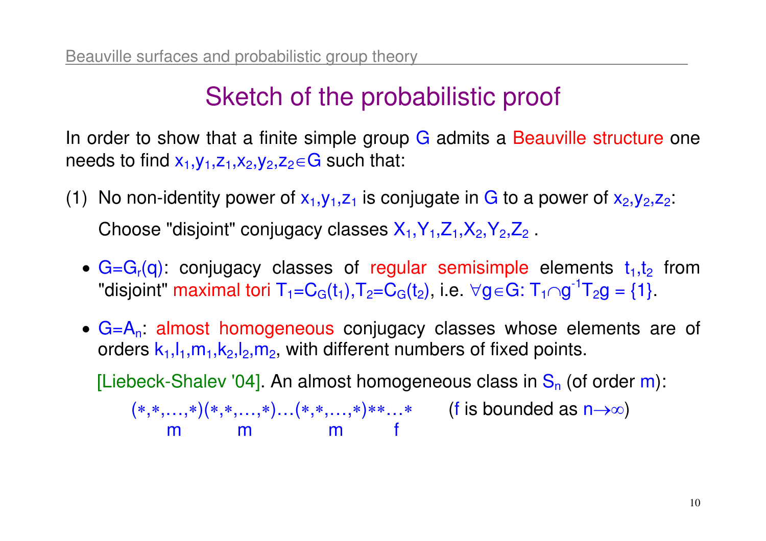# Sketch of the probabilistic proof

In order to show that a finite simple group $G$ admits a Beauville structure one needs to find $x_1,y_1,z_1,x_2,y_2,z_2 \in G$ such that:

(1) No non-identity power of $x_1,y_1,z_1$ is conjugate in $G$ to a power of $x_2,y_2,z_2$:

   Choose "disjoint" conjugacy classes $X_1,Y_1,Z_1,X_2,Y_2,Z_2$ .

- $G=G_r(q)$: conjugacy classes of regular semisimple elements $t_1,t_2$ from "disjoint" maximal tori $T_1=C_G(t_1),T_2=C_G(t_2)$, i.e. $\forall g \in G$: $T_1 \cap g^{-1}T_2 g = \{1\}$.

- $G=A_n$: almost homogeneous conjugacy classes whose elements are of orders $k_1,l_1,m_1,k_2,l_2,m_2$, with different numbers of fixed points.

  [Liebeck-Shalev '04]. An almost homogeneous class in $S_n$ (of order $m$):

  $$\underbrace{(*,*,\ldots,*)}_{m}\underbrace{(*,*,\ldots,*)}_{m}\ldots\underbrace{(*,*,\ldots,*)}_{m}\underbrace{**\ldots*}_{f} \qquad (f \text{ is bounded as } n\to\infty)$$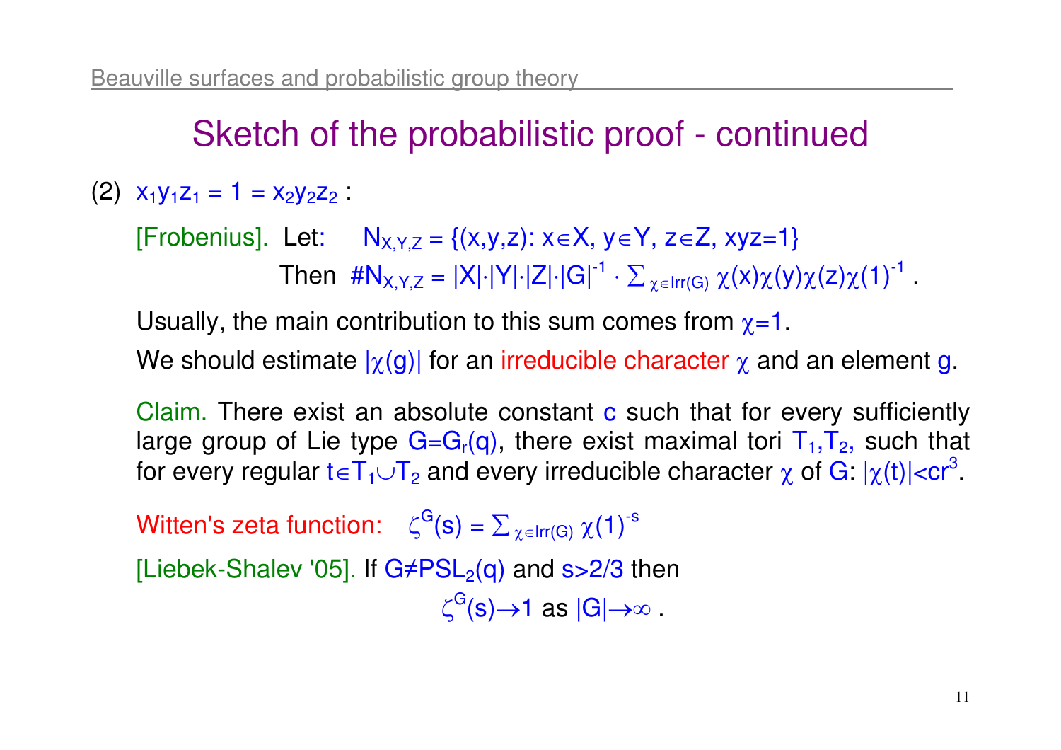# Sketch of the probabilistic proof - continued

(2) $x_1y_1z_1 = 1 = x_2y_2z_2$ :

[Frobenius]. Let: $N_{X,Y,Z} = \{(x,y,z): x\in X,\ y\in Y,\ z\in Z,\ xyz=1\}$

Then $\#N_{X,Y,Z} = |X|\cdot|Y|\cdot|Z|\cdot|G|^{-1} \cdot \sum_{\chi\in \mathrm{Irr}(G)} \chi(x)\chi(y)\chi(z)\chi(1)^{-1}$ .

Usually, the main contribution to this sum comes from $\chi=1$.

We should estimate $|\chi(g)|$ for an irreducible character $\chi$ and an element $g$.

Claim. There exist an absolute constant $c$ such that for every sufficiently large group of Lie type $G=G_r(q)$, there exist maximal tori $T_1,T_2$, such that for every regular $t\in T_1\cup T_2$ and every irreducible character $\chi$ of $G$: $|\chi(t)|<cr^3$.

Witten's zeta function: $\zeta^G(s) = \sum_{\chi\in \mathrm{Irr}(G)} \chi(1)^{-s}$

[Liebek-Shalev '05]. If $G\neq PSL_2(q)$ and $s>2/3$ then

$$\zeta^G(s)\to 1 \text{ as } |G|\to\infty .$$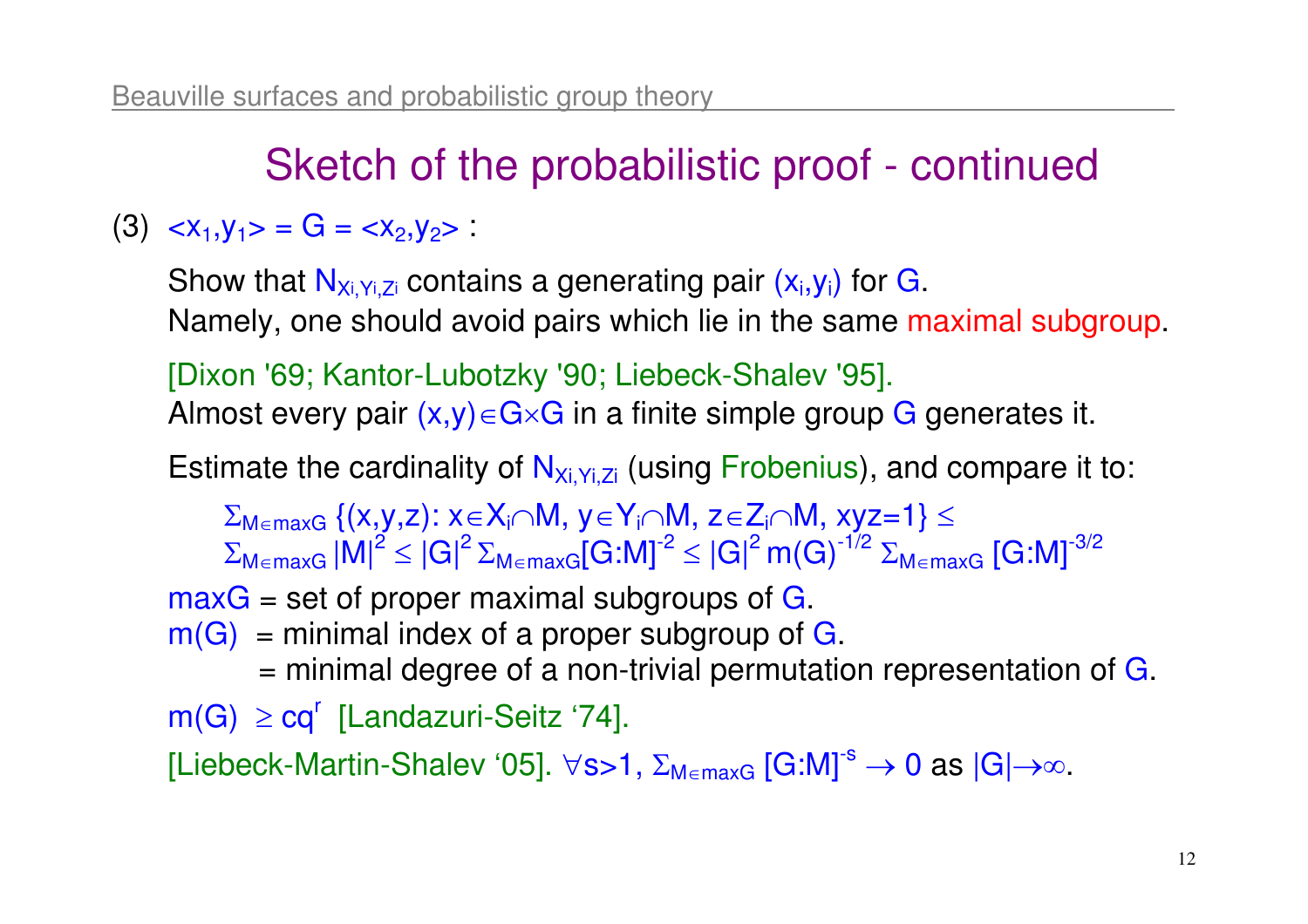# Sketch of the probabilistic proof - continued

(3) $\langle x_1,y_1\rangle = G = \langle x_2,y_2\rangle$ :

Show that $N_{X_i,Y_i,Z_i}$ contains a generating pair $(x_i,y_i)$ for $G$.
Namely, one should avoid pairs which lie in the same maximal subgroup.

[Dixon '69; Kantor-Lubotzky '90; Liebeck-Shalev '95].
Almost every pair $(x,y)\in G\times G$ in a finite simple group $G$ generates it.

Estimate the cardinality of $N_{X_i,Y_i,Z_i}$ (using Frobenius), and compare it to:

$$\Sigma_{M\in \max G}\ \{(x,y,z): x\in X_i\cap M,\ y\in Y_i\cap M,\ z\in Z_i\cap M,\ xyz=1\} \leq$$
$$\Sigma_{M\in \max G}\ |M|^2 \leq |G|^2\, \Sigma_{M\in \max G}[G:M]^{-2} \leq |G|^2\, m(G)^{-1/2}\, \Sigma_{M\in \max G}\ [G:M]^{-3/2}$$

$\max G$ = set of proper maximal subgroups of $G$.
$m(G)$ = minimal index of a proper subgroup of $G$.
= minimal degree of a non-trivial permutation representation of $G$.

$m(G) \geq cq^r$ [Landazuri-Seitz '74].

[Liebeck-Martin-Shalev '05]. $\forall s>1,\ \Sigma_{M\in \max G}\ [G:M]^{-s} \rightarrow 0$ as $|G|\rightarrow\infty$.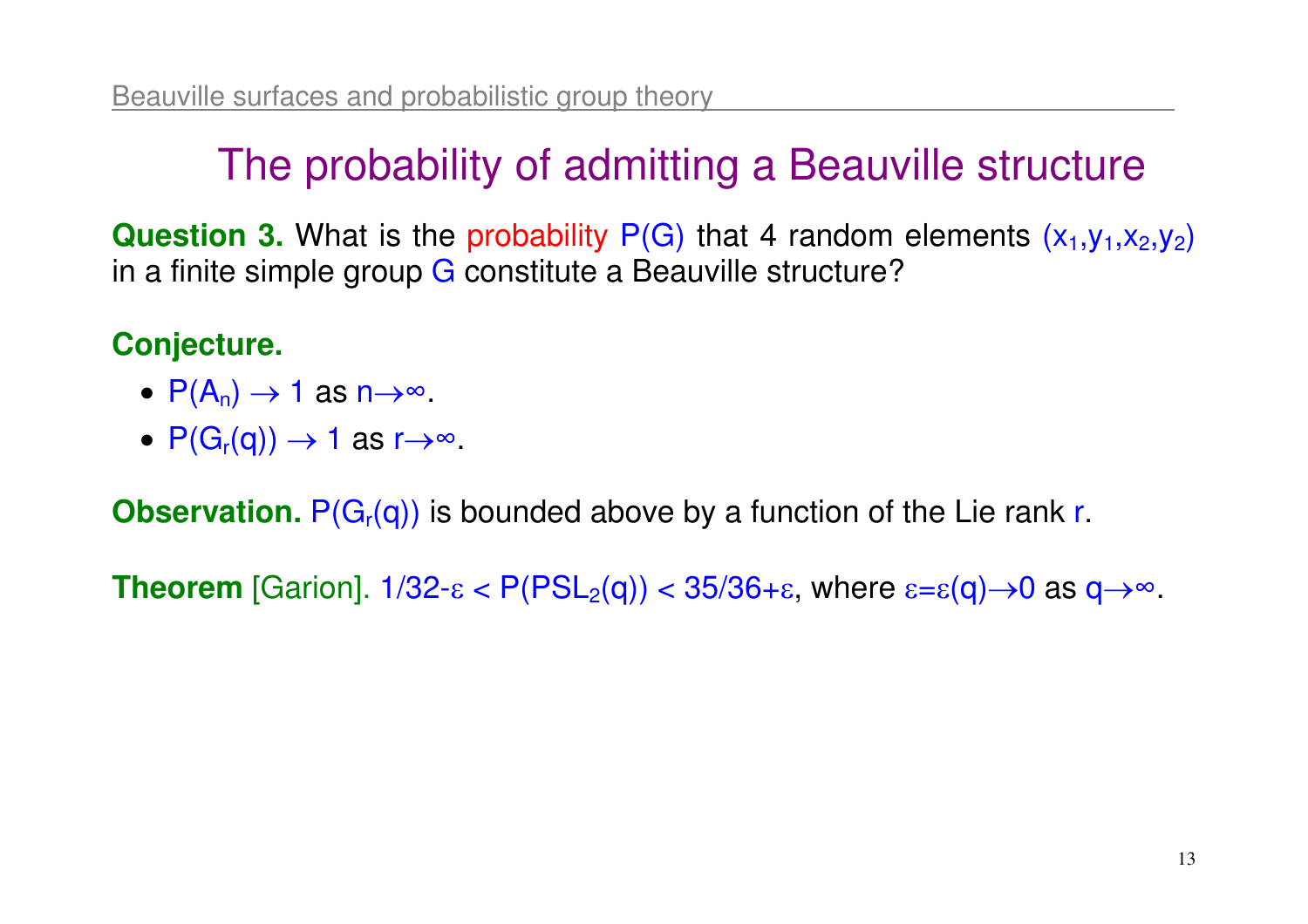## The probability of admitting a Beauville structure

**Question 3.** What is the probability $P(G)$ that 4 random elements $(x_1,y_1,x_2,y_2)$ in a finite simple group $G$ constitute a Beauville structure?

**Conjecture.**

- $P(A_n) \to 1$ as $n \to \infty$.
- $P(G_r(q)) \to 1$ as $r \to \infty$.

**Observation.** $P(G_r(q))$ is bounded above by a function of the Lie rank $r$.

**Theorem** [Garion]. $1/32-\varepsilon < P(PSL_2(q)) < 35/36+\varepsilon$, where $\varepsilon=\varepsilon(q) \to 0$ as $q \to \infty$.